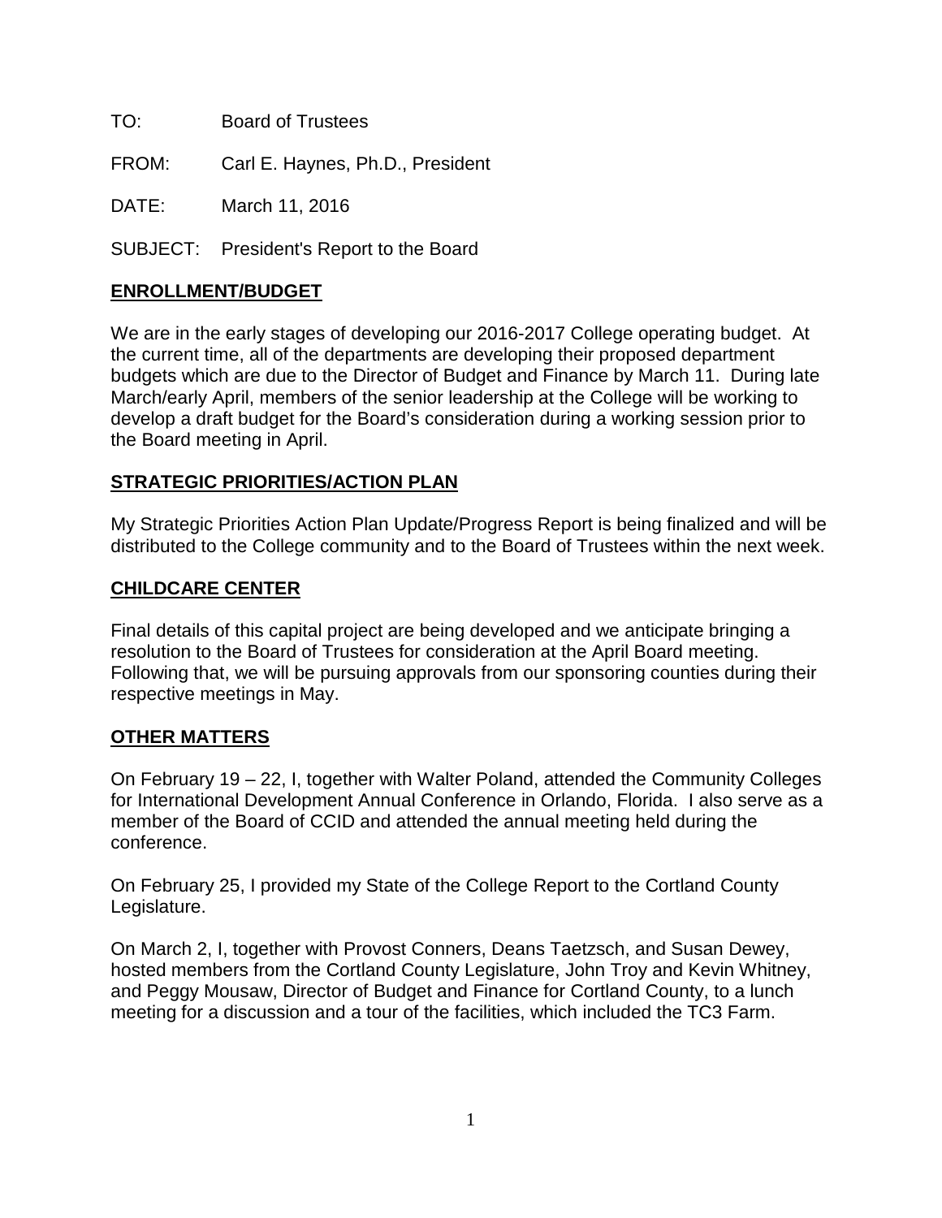TO: Board of Trustees

FROM: Carl E. Haynes, Ph.D., President

DATE: March 11, 2016

SUBJECT: President's Report to the Board

## ENROLLMENT/BUDGET

We are in the early stages of developing our 2016-2017 College operating budget. At the current time, all of the departments are developing their proposed department budgets which are due to the Director of Budget and Finance by March 11. During late March/early April, members of the senior leadership at the College will be working to develop a draft budget for the Board's consideration during a working session prior to the Board meeting in April.

## STRATEGIC PRIORITIES/ACTION PLAN

My Strategic Priorities Action Plan Update/Progress Report is being finalized and will be distributed to the College community and to the Board of Trustees within the next week.

## CHILDCARE CENTER

Final details of this capital project are being developed and we anticipate bringing a resolution to the Board of Trustees for consideration at the April Board meeting. Following that, we will be pursuing approvals from our sponsoring counties during their respective meetings in May.

## OTHER MATTERS

On February 19 – 22, I, together with Walter Poland, attended the Community Colleges for International Development Annual Conference in Orlando, Florida. I also serve as a member of the Board of CCID and attended the annual meeting held during the conference.

On February 25, I provided my State of the College Report to the Cortland County Legislature.

On March 2, I, together with Provost Conners, Deans Taetzsch, and Susan Dewey, hosted members from the Cortland County Legislature, John Troy and Kevin Whitney, and Peggy Mousaw, Director of Budget and Finance for Cortland County, to a lunch meeting for a discussion and a tour of the facilities, which included the TC3 Farm.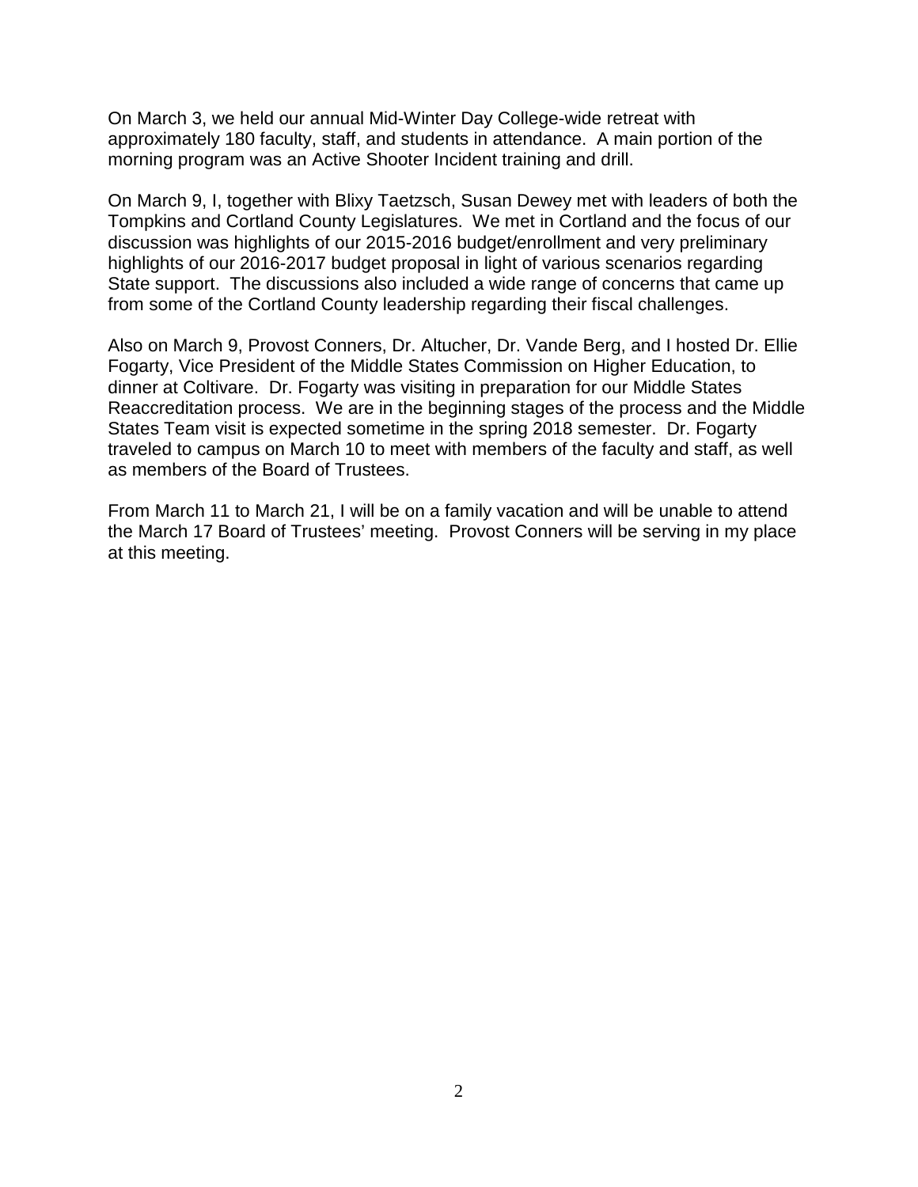On March 3, we held our annual Mid-Winter Day College-wide retreat with approximately 180 faculty, staff, and students in attendance. A main portion of the morning program was an Active Shooter Incident training and drill.

On March 9, I, together with Blixy Taetzsch, Susan Dewey met with leaders of both the Tompkins and Cortland County Legislatures. We met in Cortland and the focus of our discussion was highlights of our 2015-2016 budget/enrollment and very preliminary highlights of our 2016-2017 budget proposal in light of various scenarios regarding State support. The discussions also included a wide range of concerns that came up from some of the Cortland County leadership regarding their fiscal challenges.

Also on March 9, Provost Conners, Dr. Altucher, Dr. Vande Berg, and I hosted Dr. Ellie Fogarty, Vice President of the Middle States Commission on Higher Education, to dinner at Coltivare. Dr. Fogarty was visiting in preparation for our Middle States Reaccreditation process. We are in the beginning stages of the process and the Middle States Team visit is expected sometime in the spring 2018 semester. Dr. Fogarty traveled to campus on March 10 to meet with members of the faculty and staff, as well as members of the Board of Trustees.

From March 11 to March 21, I will be on a family vacation and will be unable to attend the March 17 Board of Trustees' meeting. Provost Conners will be serving in my place at this meeting.